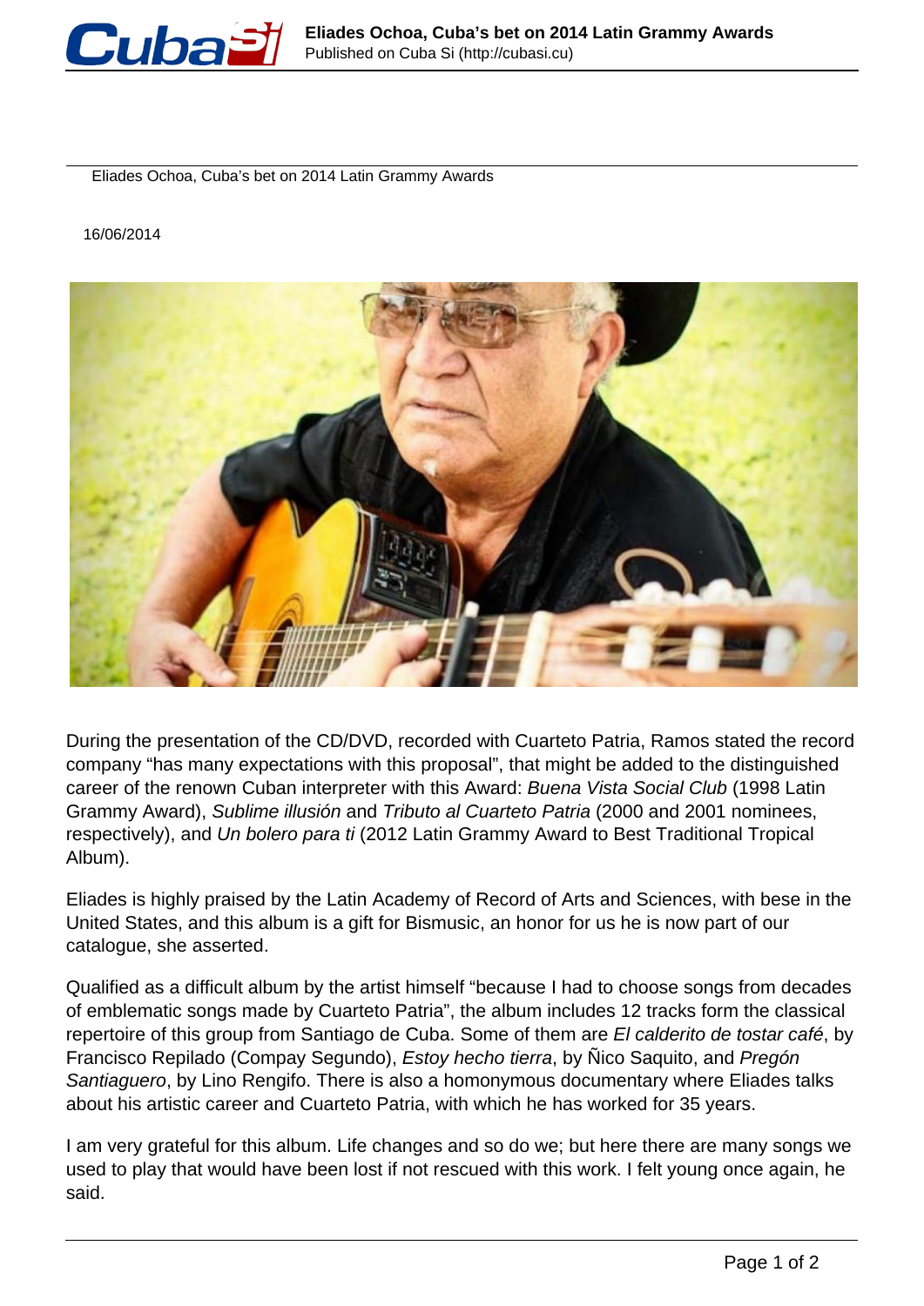# Eliades Ochoa, Cuba's bet on 2014 Latin Grammy Awards

16/06/2014

During the presentation of the CD/DVD, recorded with Cuarteto Patria, Ramos stated the record company "has many expectations with this proposal", that might be added to the distinguished career of the renown Cuban interpreter with this Award: *Buena Vista Social Club* (1998 Latin Grammy Award), *Sublime ilusión* and *Tributo al Cuarteto Patria* (2000 and 2001 nominees, respectively), and *Un bolero para ti* (2012 Latin Grammy Award to Best Traditional Tropical Album).

Eliades is highly praised by the Latin Academy of Record of Arts and Sciences, with bese in the United States, and this album is a gift for Bismusic, an honor for us he is now part of our catalogue, she asserted.

Qualified as a difficult album by the artist himself "because I had to choose songs from decades of emblematic songs made by Cuarteto Patria", the album includes 12 tracks form the classical repertoire of this group from Santiago de Cuba. Some of them are *El calderito de tostar café*, by Francisco Repilado (Compay Segundo), *Estoy hecho tierra*, by Ñico Saquito, and *Pregón Santiaguero*, by Lino Rengifo. There is also a homonymous documentary where Eliades talks about his artistic career and Cuarteto Patria, with which he has worked for 35 years.

I am very grateful for this album. Life changes and so do we; but here there are many songs we used to play that would have been lost if not rescued with this work. I felt young once again, he said.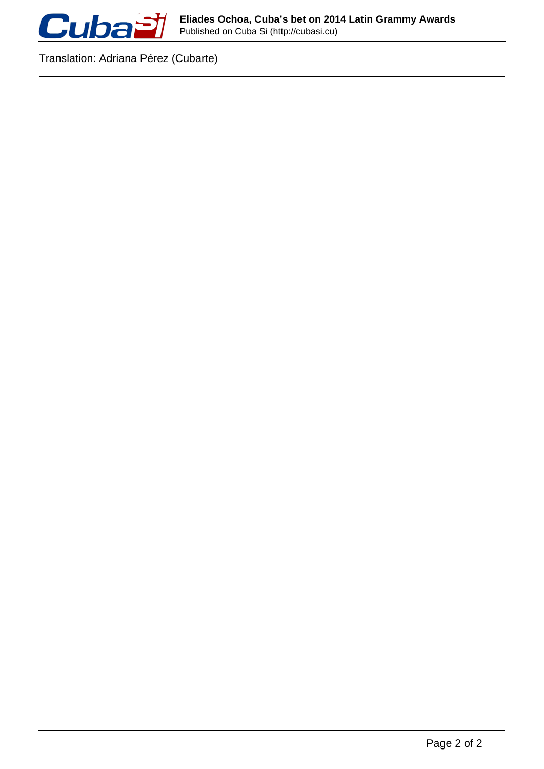Translation: Adriana Pérez (Cubarte)